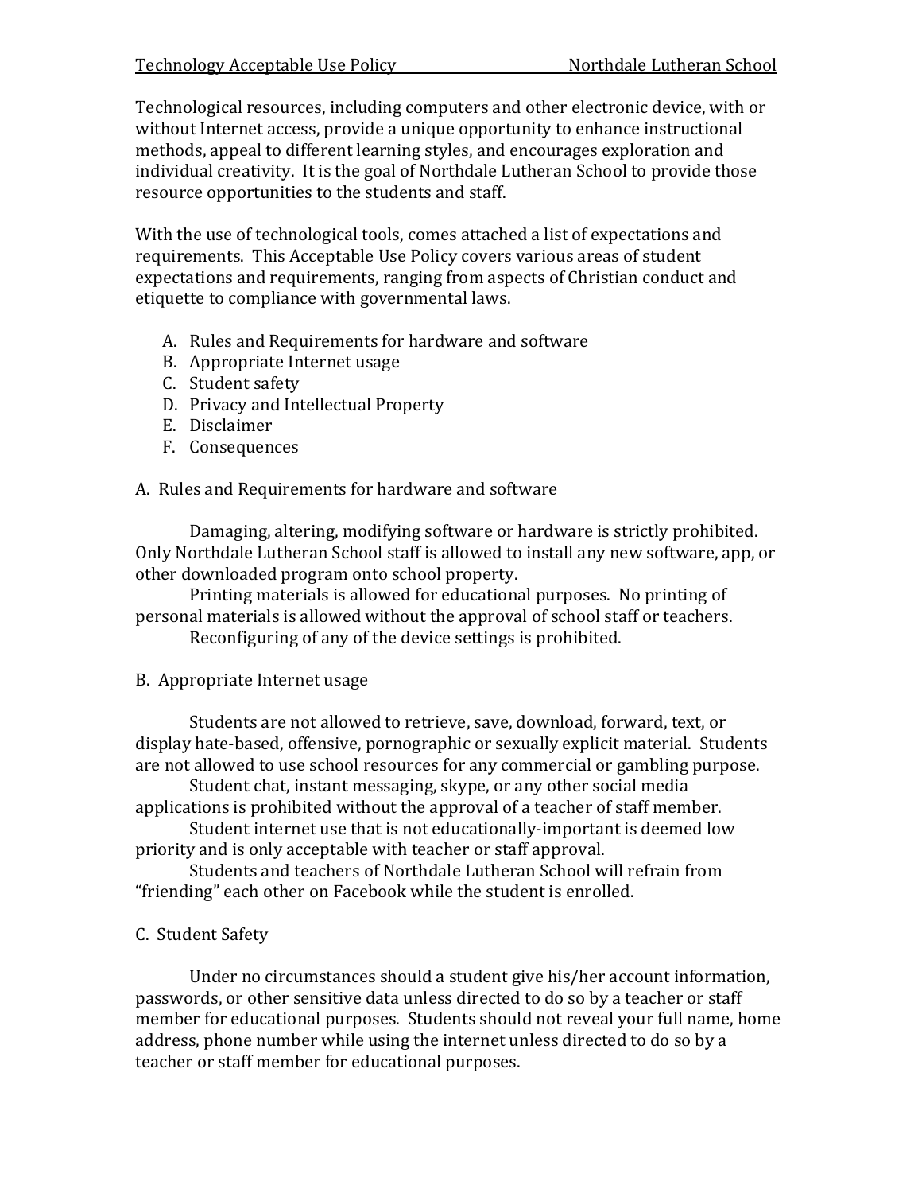Technology Acceptable Use Policy Northdale Lutheran School

Technological resources, including computers and other electronic device, with or without Internet access, provide a unique opportunity to enhance instructional methods, appeal to different learning styles, and encourages exploration and individual creativity. It is the goal of Northdale Lutheran School to provide those resource opportunities to the students and staff.

With the use of technological tools, comes attached a list of expectations and requirements. This Acceptable Use Policy covers various areas of student expectations and requirements, ranging from aspects of Christian conduct and etiquette to compliance with governmental laws.

A. Rules and Requirements for hardware and software
B. Appropriate Internet usage
C. Student safety
D. Privacy and Intellectual Property
E. Disclaimer
F. Consequences

## A. Rules and Requirements for hardware and software

Damaging, altering, modifying software or hardware is strictly prohibited. Only Northdale Lutheran School staff is allowed to install any new software, app, or other downloaded program onto school property.

Printing materials is allowed for educational purposes. No printing of personal materials is allowed without the approval of school staff or teachers.

Reconfiguring of any of the device settings is prohibited.

## B. Appropriate Internet usage

Students are not allowed to retrieve, save, download, forward, text, or display hate-based, offensive, pornographic or sexually explicit material. Students are not allowed to use school resources for any commercial or gambling purpose.

Student chat, instant messaging, skype, or any other social media applications is prohibited without the approval of a teacher of staff member.

Student internet use that is not educationally-important is deemed low priority and is only acceptable with teacher or staff approval.

Students and teachers of Northdale Lutheran School will refrain from "friending" each other on Facebook while the student is enrolled.

## C. Student Safety

Under no circumstances should a student give his/her account information, passwords, or other sensitive data unless directed to do so by a teacher or staff member for educational purposes. Students should not reveal your full name, home address, phone number while using the internet unless directed to do so by a teacher or staff member for educational purposes.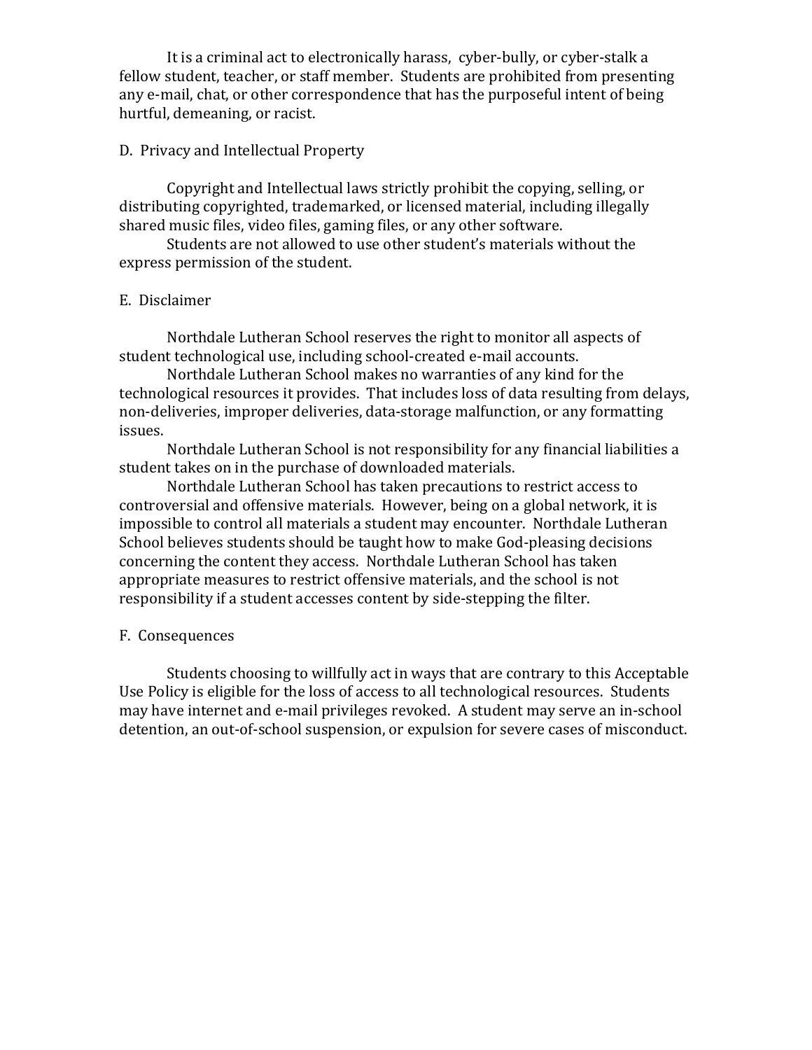It is a criminal act to electronically harass, cyber-bully, or cyber-stalk a fellow student, teacher, or staff member. Students are prohibited from presenting any e-mail, chat, or other correspondence that has the purposeful intent of being hurtful, demeaning, or racist.

## D. Privacy and Intellectual Property

Copyright and Intellectual laws strictly prohibit the copying, selling, or distributing copyrighted, trademarked, or licensed material, including illegally shared music files, video files, gaming files, or any other software.

Students are not allowed to use other student's materials without the express permission of the student.

## E. Disclaimer

Northdale Lutheran School reserves the right to monitor all aspects of student technological use, including school-created e-mail accounts.

Northdale Lutheran School makes no warranties of any kind for the technological resources it provides. That includes loss of data resulting from delays, non-deliveries, improper deliveries, data-storage malfunction, or any formatting issues.

Northdale Lutheran School is not responsibility for any financial liabilities a student takes on in the purchase of downloaded materials.

Northdale Lutheran School has taken precautions to restrict access to controversial and offensive materials. However, being on a global network, it is impossible to control all materials a student may encounter. Northdale Lutheran School believes students should be taught how to make God-pleasing decisions concerning the content they access. Northdale Lutheran School has taken appropriate measures to restrict offensive materials, and the school is not responsibility if a student accesses content by side-stepping the filter.

## F. Consequences

Students choosing to willfully act in ways that are contrary to this Acceptable Use Policy is eligible for the loss of access to all technological resources. Students may have internet and e-mail privileges revoked. A student may serve an in-school detention, an out-of-school suspension, or expulsion for severe cases of misconduct.